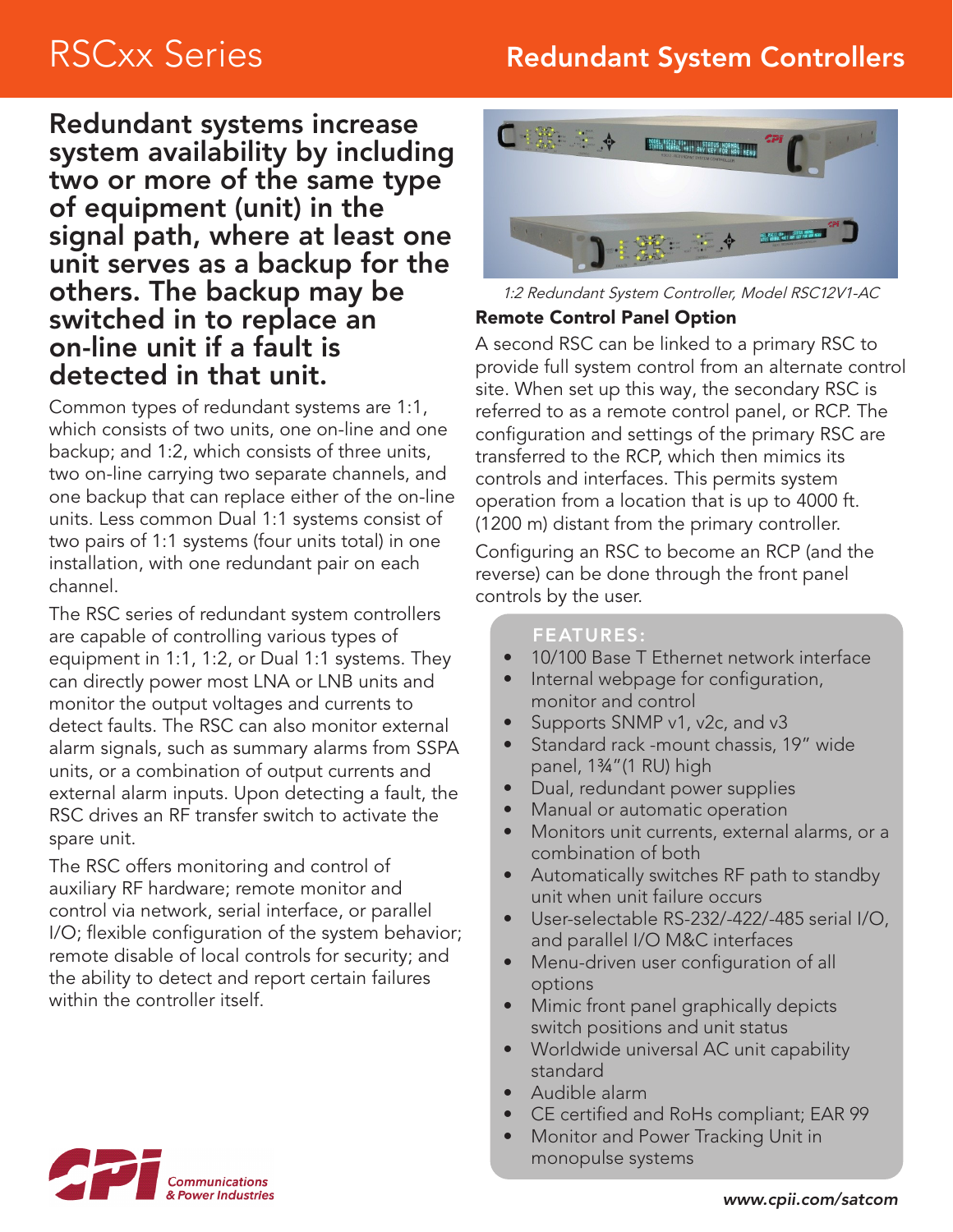# RSCxx Series

## Redundant System Controllers

**Redundant systems increase system availability by including two or more of the same type of equipment (unit) in the signal path, where at least one unit serves as a backup for the others. The backup may be switched in to replace an on-line unit if a fault is detected in that unit.**

Common types of redundant systems are 1:1, which consists of two units, one on-line and one backup; and 1:2, which consists of three units, two on-line carrying two separate channels, and one backup that can replace either of the on-line units. Less common Dual 1:1 systems consist of two pairs of 1:1 systems (four units total) in one installation, with one redundant pair on each channel.

The RSC series of redundant system controllers are capable of controlling various types of equipment in 1:1, 1:2, or Dual 1:1 systems. They can directly power most LNA or LNB units and monitor the output voltages and currents to detect faults. The RSC can also monitor external alarm signals, such as summary alarms from SSPA units, or a combination of output currents and external alarm inputs. Upon detecting a fault, the RSC drives an RF transfer switch to activate the spare unit.

The RSC offers monitoring and control of auxiliary RF hardware; remote monitor and control via network, serial interface, or parallel I/O; flexible configuration of the system behavior; remote disable of local controls for security; and the ability to detect and report certain failures within the controller itself.

*1:2 Redundant System Controller, Model RSC12V1-AC*

### Remote Control Panel Option

A second RSC can be linked to a primary RSC to provide full system control from an alternate control site. When set up this way, the secondary RSC is referred to as a remote control panel, or RCP. The configuration and settings of the primary RSC are transferred to the RCP, which then mimics its controls and interfaces. This permits system operation from a location that is up to 4000 ft. (1200 m) distant from the primary controller.

Configuring an RSC to become an RCP (and the reverse) can be done through the front panel controls by the user.

### FEATURES:

- 10/100 Base T Ethernet network interface
- Internal webpage for configuration, monitor and control
- Supports SNMP v1, v2c, and v3
- Standard rack -mount chassis, 19" wide panel, 1¾"(1 RU) high
- Dual, redundant power supplies
- Manual or automatic operation
- Monitors unit currents, external alarms, or a combination of both
- Automatically switches RF path to standby unit when unit failure occurs
- User-selectable RS-232/-422/-485 serial I/O, and parallel I/O M&C interfaces
- Menu-driven user configuration of all options
- Mimic front panel graphically depicts switch positions and unit status
- Worldwide universal AC unit capability standard
- Audible alarm
- CE certified and RoHs compliant; EAR 99
- Monitor and Power Tracking Unit in monopulse systems

Communications & Power Industries

www.cpii.com/satcom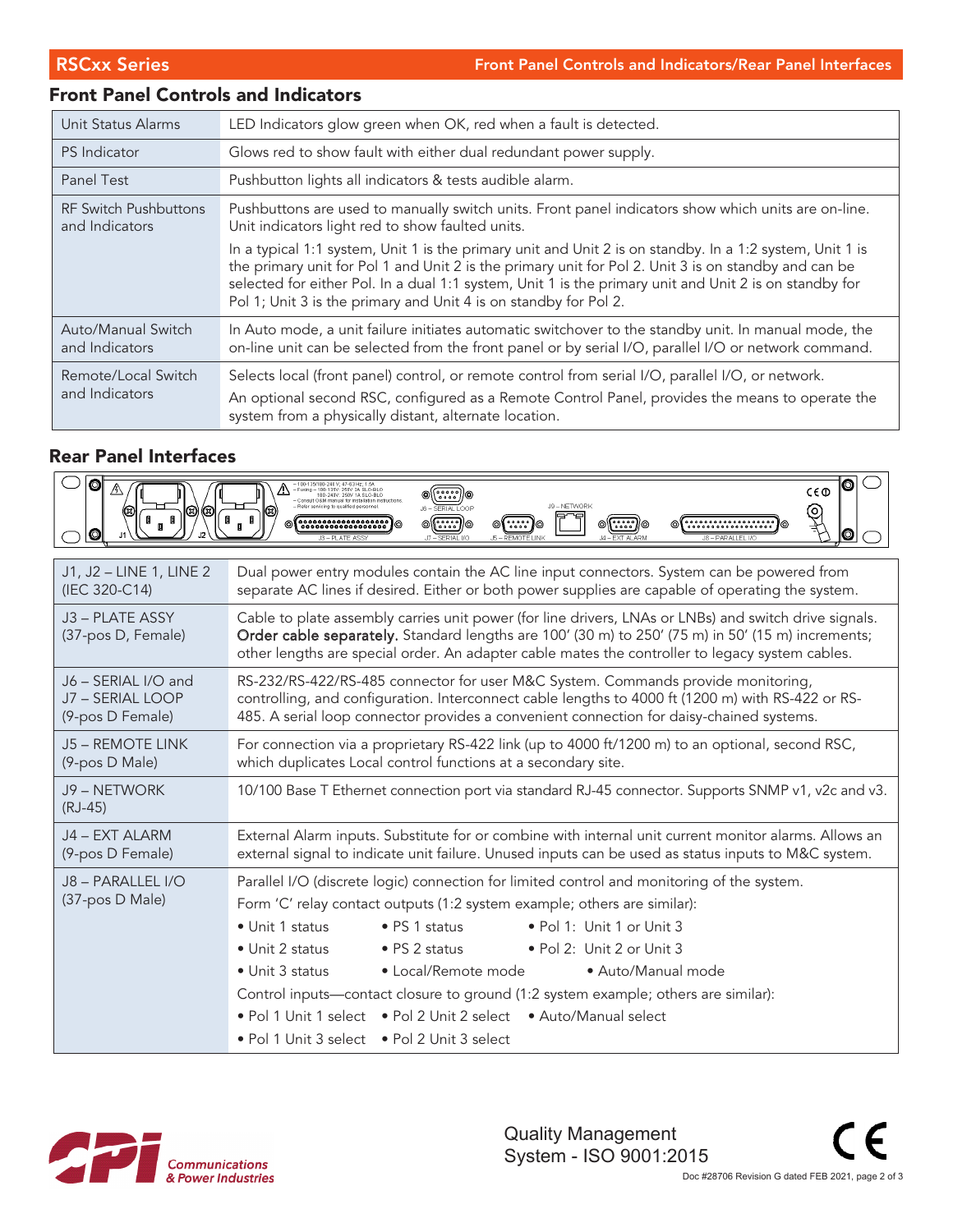## Front Panel Controls and Indicators

| | |
|---|---|
| Unit Status Alarms | LED Indicators glow green when OK, red when a fault is detected. |
| PS Indicator | Glows red to show fault with either dual redundant power supply. |
| Panel Test | Pushbutton lights all indicators & tests audible alarm. |
| RF Switch Pushbuttons and Indicators | Pushbuttons are used to manually switch units. Front panel indicators show which units are on-line. Unit indicators light red to show faulted units. In a typical 1:1 system, Unit 1 is the primary unit and Unit 2 is on standby. In a 1:2 system, Unit 1 is the primary unit for Pol 1 and Unit 2 is the primary unit for Pol 2. Unit 3 is on standby and can be selected for either Pol. In a dual 1:1 system, Unit 1 is the primary unit and Unit 2 is on standby for Pol 1; Unit 3 is the primary and Unit 4 is on standby for Pol 2. |
| Auto/Manual Switch and Indicators | In Auto mode, a unit failure initiates automatic switchover to the standby unit. In manual mode, the on-line unit can be selected from the front panel or by serial I/O, parallel I/O or network command. |
| Remote/Local Switch and Indicators | Selects local (front panel) control, or remote control from serial I/O, parallel I/O, or network. An optional second RSC, configured as a Remote Control Panel, provides the means to operate the system from a physically distant, alternate location. |

## Rear Panel Interfaces

| | |
|---|---|
| J1, J2 – LINE 1, LINE 2 (IEC 320-C14) | Dual power entry modules contain the AC line input connectors. System can be powered from separate AC lines if desired. Either or both power supplies are capable of operating the system. |
| J3 – PLATE ASSY (37-pos D, Female) | Cable to plate assembly carries unit power (for line drivers, LNAs or LNBs) and switch drive signals. **Order cable separately.** Standard lengths are 100′ (30 m) to 250′ (75 m) in 50′ (15 m) increments; other lengths are special order. An adapter cable mates the controller to legacy system cables. |
| J6 – SERIAL I/O and J7 – SERIAL LOOP (9-pos D Female) | RS-232/RS-422/RS-485 connector for user M&C System. Commands provide monitoring, controlling, and configuration. Interconnect cable lengths to 4000 ft (1200 m) with RS-422 or RS-485. A serial loop connector provides a convenient connection for daisy-chained systems. |
| J5 – REMOTE LINK (9-pos D Male) | For connection via a proprietary RS-422 link (up to 4000 ft/1200 m) to an optional, second RSC, which duplicates Local control functions at a secondary site. |
| J9 – NETWORK (RJ-45) | 10/100 Base T Ethernet connection port via standard RJ-45 connector. Supports SNMP v1, v2c and v3. |
| J4 – EXT ALARM (9-pos D Female) | External Alarm inputs. Substitute for or combine with internal unit current monitor alarms. Allows an external signal to indicate unit failure. Unused inputs can be used as status inputs to M&C system. |
| J8 – PARALLEL I/O (37-pos D Male) | Parallel I/O (discrete logic) connection for limited control and monitoring of the system. Form 'C' relay contact outputs (1:2 system example; others are similar): • Unit 1 status • PS 1 status • Pol 1: Unit 1 or Unit 3 • Unit 2 status • PS 2 status • Pol 2: Unit 2 or Unit 3 • Unit 3 status • Local/Remote mode • Auto/Manual mode Control inputs—contact closure to ground (1:2 system example; others are similar): • Pol 1 Unit 1 select • Pol 2 Unit 2 select • Auto/Manual select • Pol 1 Unit 3 select • Pol 2 Unit 3 select |

Quality Management System - ISO 9001:2015

Doc #28706 Revision G dated FEB 2021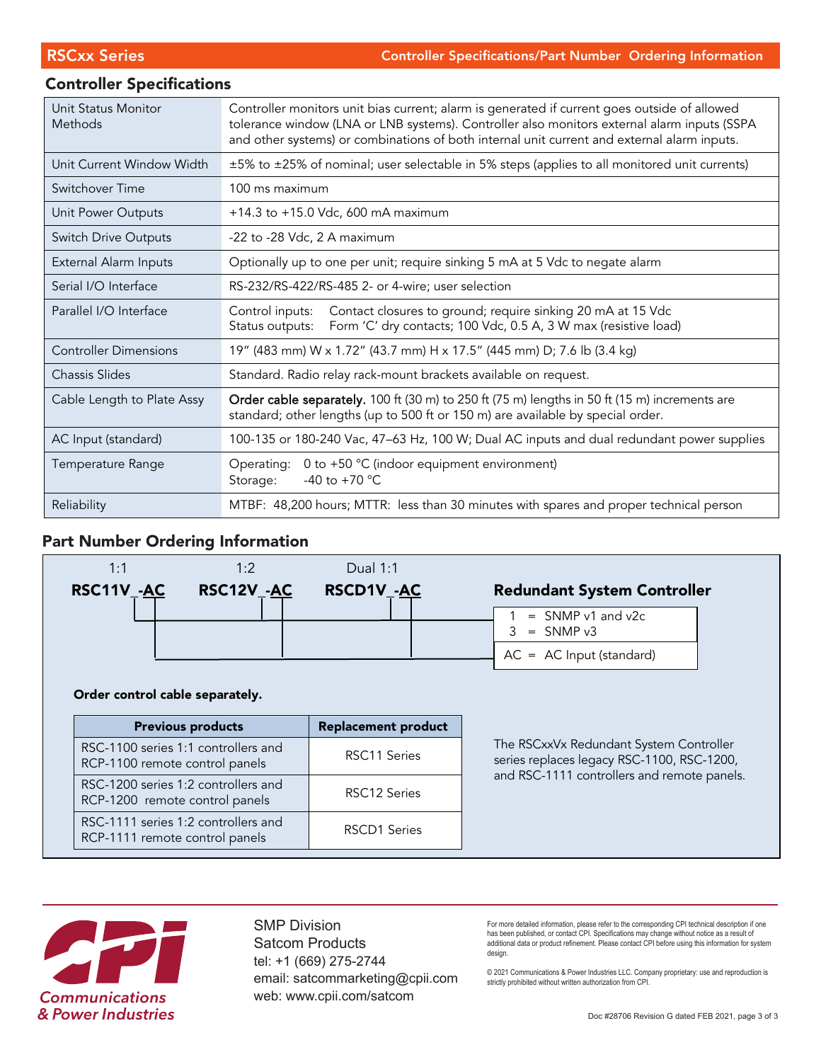## Controller Specifications

| | |
|---|---|
| Unit Status Monitor Methods | Controller monitors unit bias current; alarm is generated if current goes outside of allowed tolerance window (LNA or LNB systems). Controller also monitors external alarm inputs (SSPA and other systems) or combinations of both internal unit current and external alarm inputs. |
| Unit Current Window Width | ±5% to ±25% of nominal; user selectable in 5% steps (applies to all monitored unit currents) |
| Switchover Time | 100 ms maximum |
| Unit Power Outputs | +14.3 to +15.0 Vdc, 600 mA maximum |
| Switch Drive Outputs | -22 to -28 Vdc, 2 A maximum |
| External Alarm Inputs | Optionally up to one per unit; require sinking 5 mA at 5 Vdc to negate alarm |
| Serial I/O Interface | RS-232/RS-422/RS-485 2- or 4-wire; user selection |
| Parallel I/O Interface | Control inputs: Contact closures to ground; require sinking 20 mA at 15 Vdc<br>Status outputs: Form 'C' dry contacts; 100 Vdc, 0.5 A, 3 W max (resistive load) |
| Controller Dimensions | 19" (483 mm) W x 1.72" (43.7 mm) H x 17.5" (445 mm) D; 7.6 lb (3.4 kg) |
| Chassis Slides | Standard. Radio relay rack-mount brackets available on request. |
| Cable Length to Plate Assy | **Order cable separately.** 100 ft (30 m) to 250 ft (75 m) lengths in 50 ft (15 m) increments are standard; other lengths (up to 500 ft or 150 m) are available by special order. |
| AC Input (standard) | 100-135 or 180-240 Vac, 47–63 Hz, 100 W; Dual AC inputs and dual redundant power supplies |
| Temperature Range | Operating: 0 to +50 °C (indoor equipment environment)<br>Storage: -40 to +70 °C |
| Reliability | MTBF: 48,200 hours; MTTR: less than 30 minutes with spares and proper technical person |

## Part Number Ordering Information

| 1:1 | 1:2 | Dual 1:1 |
|---|---|---|
| **RSC11V_-AC** | **RSC12V_-AC** | **RSCD1V_-AC** |

**Redundant System Controller**

- 1 = SNMP v1 and v2c
- 3 = SNMP v3
- AC = AC Input (standard)

**Order control cable separately.**

| Previous products | Replacement product |
|---|---|
| RSC-1100 series 1:1 controllers and RCP-1100 remote control panels | RSC11 Series |
| RSC-1200 series 1:2 controllers and RCP-1200 remote control panels | RSC12 Series |
| RSC-1111 series 1:2 controllers and RCP-1111 remote control panels | RSCD1 Series |

The RSCxxVx Redundant System Controller series replaces legacy RSC-1100, RSC-1200, and RSC-1111 controllers and remote panels.

CPI *Communications & Power Industries*

SMP Division
Satcom Products
tel: +1 (669) 275-2744
email: satcommarketing@cpii.com
web: www.cpii.com/satcom

For more detailed information, please refer to the corresponding CPI technical description if one has been published, or contact CPI. Specifications may change without notice as a result of additional data or product refinement. Please contact CPI before using this information for system design.

© 2021 Communications & Power Industries LLC. Company proprietary: use and reproduction is strictly prohibited without written authorization from CPI.

Doc #28706 Revision G dated FEB 2021